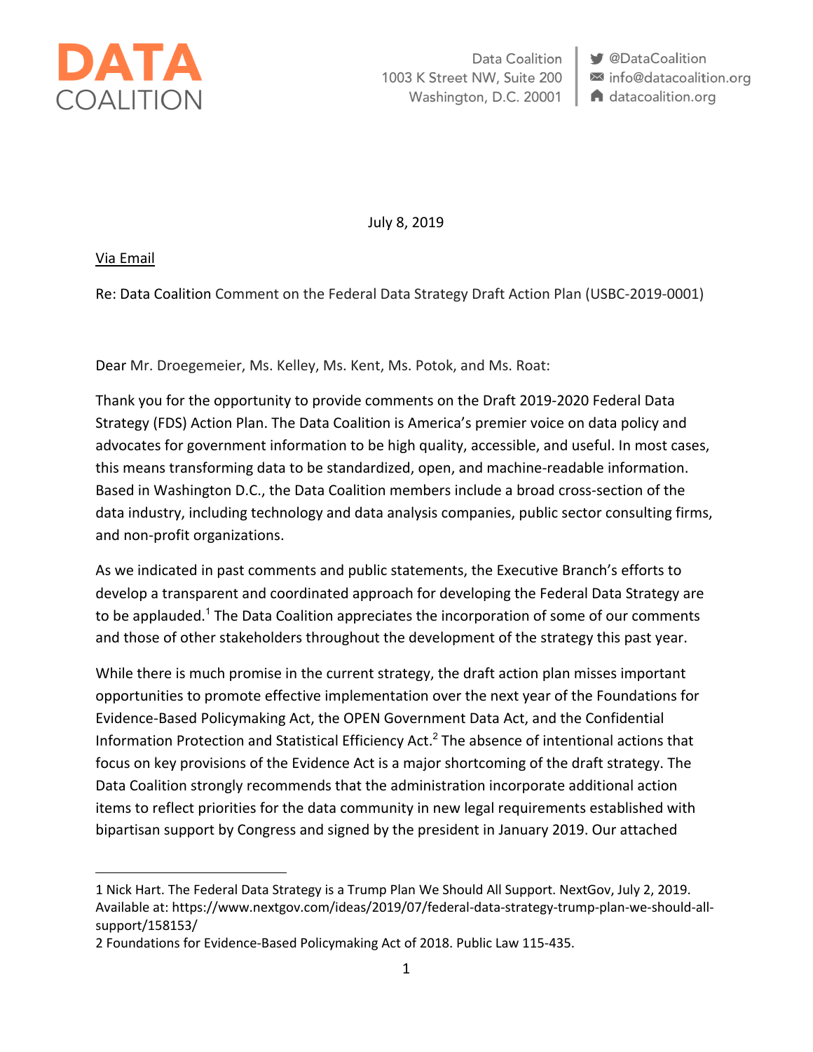# DATA COALITION

Data Coalition
1003 K Street NW, Suite 200
Washington, D.C. 20001

@DataCoalition
info@datacoalition.org
datacoalition.org

July 8, 2019

Via Email

Re: Data Coalition Comment on the Federal Data Strategy Draft Action Plan (USBC-2019-0001)

Dear Mr. Droegemeier, Ms. Kelley, Ms. Kent, Ms. Potok, and Ms. Roat:

Thank you for the opportunity to provide comments on the Draft 2019-2020 Federal Data Strategy (FDS) Action Plan. The Data Coalition is America's premier voice on data policy and advocates for government information to be high quality, accessible, and useful. In most cases, this means transforming data to be standardized, open, and machine-readable information. Based in Washington D.C., the Data Coalition members include a broad cross-section of the data industry, including technology and data analysis companies, public sector consulting firms, and non-profit organizations.

As we indicated in past comments and public statements, the Executive Branch's efforts to develop a transparent and coordinated approach for developing the Federal Data Strategy are to be applauded.[1] The Data Coalition appreciates the incorporation of some of our comments and those of other stakeholders throughout the development of the strategy this past year.

While there is much promise in the current strategy, the draft action plan misses important opportunities to promote effective implementation over the next year of the Foundations for Evidence-Based Policymaking Act, the OPEN Government Data Act, and the Confidential Information Protection and Statistical Efficiency Act.[2] The absence of intentional actions that focus on key provisions of the Evidence Act is a major shortcoming of the draft strategy. The Data Coalition strongly recommends that the administration incorporate additional action items to reflect priorities for the data community in new legal requirements established with bipartisan support by Congress and signed by the president in January 2019. Our attached

---

1 Nick Hart. The Federal Data Strategy is a Trump Plan We Should All Support. NextGov, July 2, 2019. Available at: https://www.nextgov.com/ideas/2019/07/federal-data-strategy-trump-plan-we-should-all-support/158153/

2 Foundations for Evidence-Based Policymaking Act of 2018. Public Law 115-435.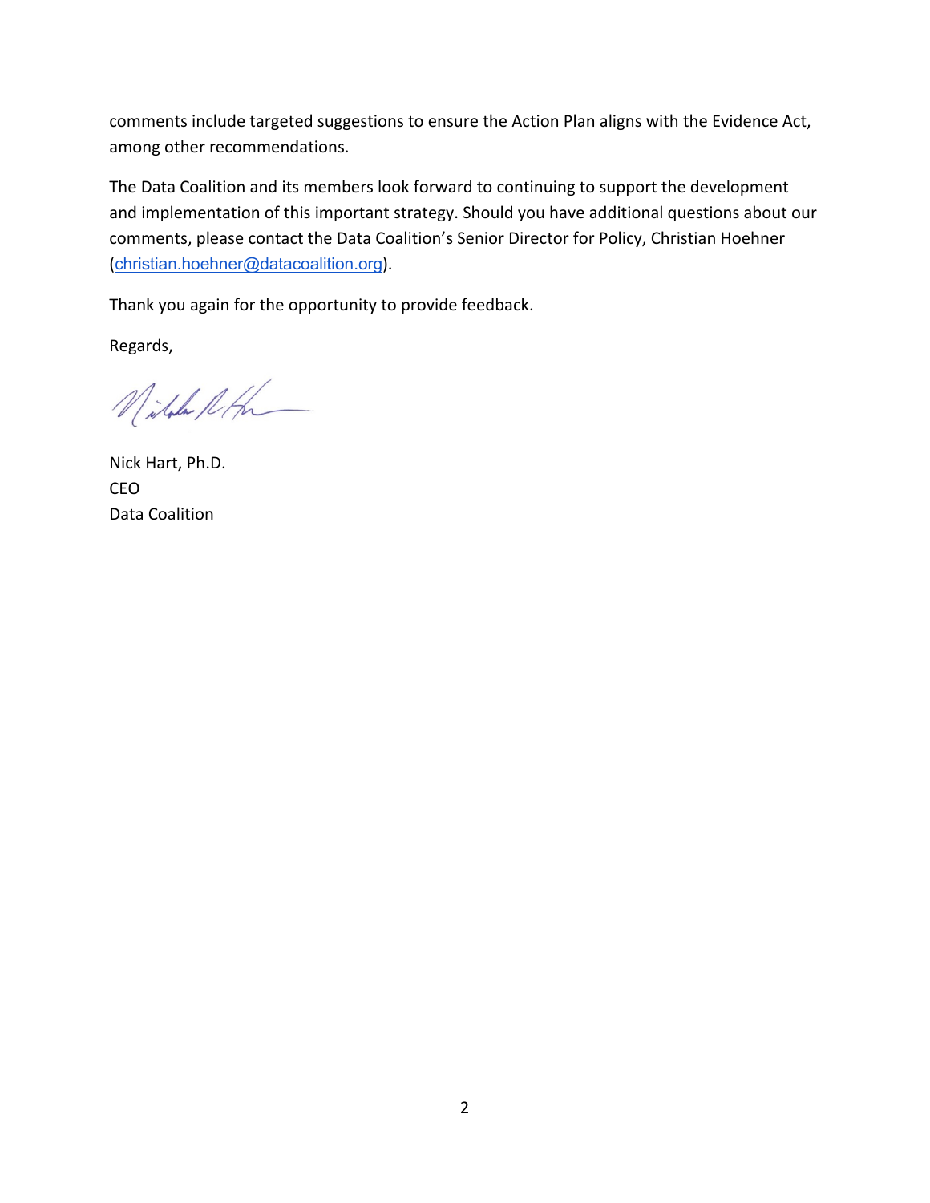comments include targeted suggestions to ensure the Action Plan aligns with the Evidence Act, among other recommendations.

The Data Coalition and its members look forward to continuing to support the development and implementation of this important strategy. Should you have additional questions about our comments, please contact the Data Coalition's Senior Director for Policy, Christian Hoehner (christian.hoehner@datacoalition.org).

Thank you again for the opportunity to provide feedback.

Regards,

Nick Hart, Ph.D.
CEO
Data Coalition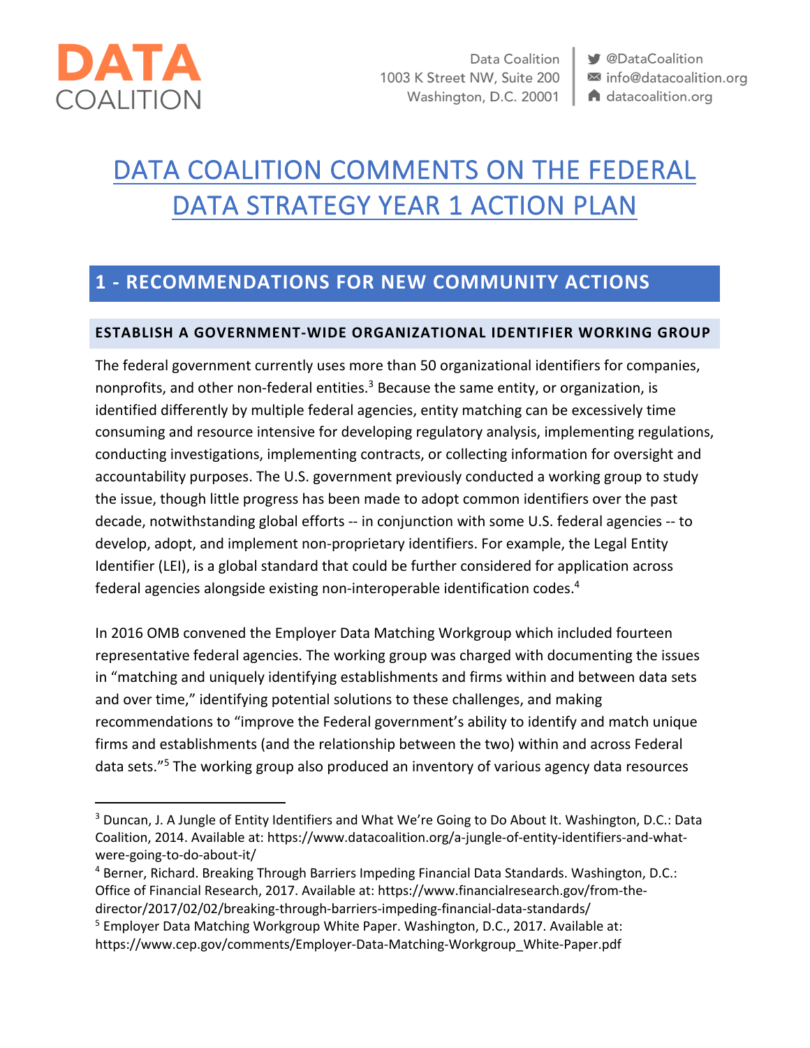# DATA COALITION COMMENTS ON THE FEDERAL DATA STRATEGY YEAR 1 ACTION PLAN

## 1 - RECOMMENDATIONS FOR NEW COMMUNITY ACTIONS

### ESTABLISH A GOVERNMENT-WIDE ORGANIZATIONAL IDENTIFIER WORKING GROUP

The federal government currently uses more than 50 organizational identifiers for companies, nonprofits, and other non-federal entities.[3] Because the same entity, or organization, is identified differently by multiple federal agencies, entity matching can be excessively time consuming and resource intensive for developing regulatory analysis, implementing regulations, conducting investigations, implementing contracts, or collecting information for oversight and accountability purposes. The U.S. government previously conducted a working group to study the issue, though little progress has been made to adopt common identifiers over the past decade, notwithstanding global efforts -- in conjunction with some U.S. federal agencies -- to develop, adopt, and implement non-proprietary identifiers. For example, the Legal Entity Identifier (LEI), is a global standard that could be further considered for application across federal agencies alongside existing non-interoperable identification codes.[4]

In 2016 OMB convened the Employer Data Matching Workgroup which included fourteen representative federal agencies. The working group was charged with documenting the issues in "matching and uniquely identifying establishments and firms within and between data sets and over time," identifying potential solutions to these challenges, and making recommendations to "improve the Federal government's ability to identify and match unique firms and establishments (and the relationship between the two) within and across Federal data sets."[5] The working group also produced an inventory of various agency data resources

---

[3] Duncan, J. A Jungle of Entity Identifiers and What We're Going to Do About It. Washington, D.C.: Data Coalition, 2014. Available at: https://www.datacoalition.org/a-jungle-of-entity-identifiers-and-what-were-going-to-do-about-it/

[4] Berner, Richard. Breaking Through Barriers Impeding Financial Data Standards. Washington, D.C.: Office of Financial Research, 2017. Available at: https://www.financialresearch.gov/from-the-director/2017/02/02/breaking-through-barriers-impeding-financial-data-standards/

[5] Employer Data Matching Workgroup White Paper. Washington, D.C., 2017. Available at: https://www.cep.gov/comments/Employer-Data-Matching-Workgroup_White-Paper.pdf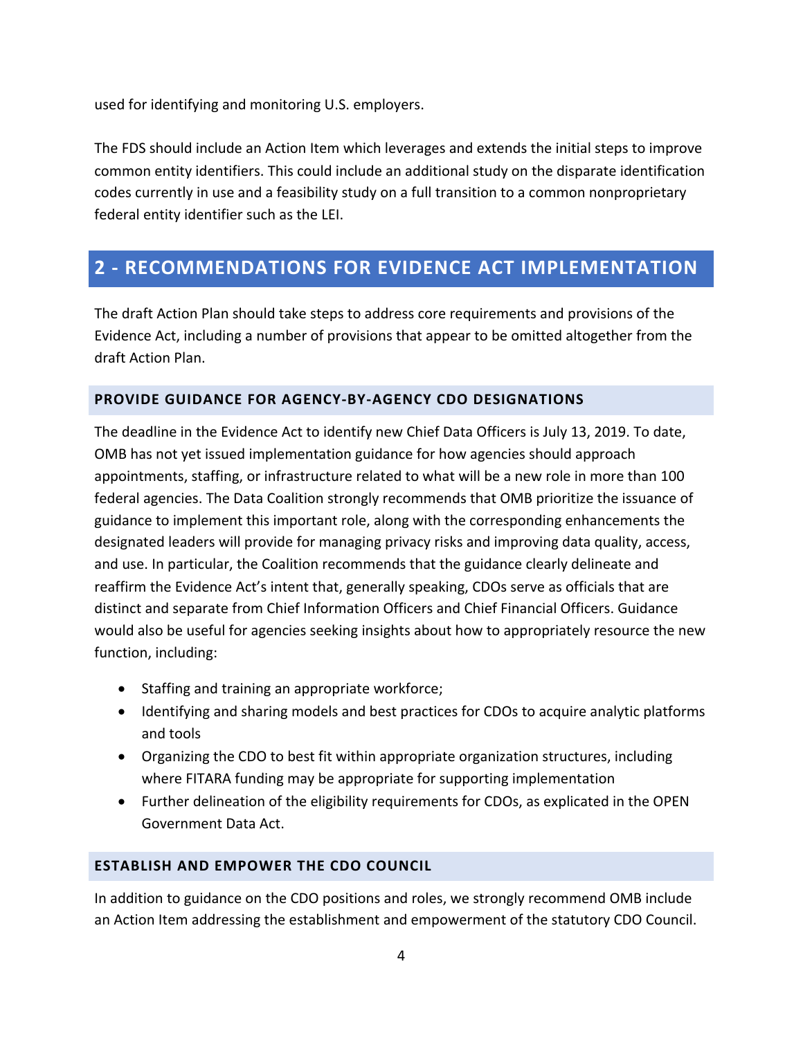used for identifying and monitoring U.S. employers.

The FDS should include an Action Item which leverages and extends the initial steps to improve common entity identifiers. This could include an additional study on the disparate identification codes currently in use and a feasibility study on a full transition to a common nonproprietary federal entity identifier such as the LEI.

## 2 - RECOMMENDATIONS FOR EVIDENCE ACT IMPLEMENTATION

The draft Action Plan should take steps to address core requirements and provisions of the Evidence Act, including a number of provisions that appear to be omitted altogether from the draft Action Plan.

### PROVIDE GUIDANCE FOR AGENCY-BY-AGENCY CDO DESIGNATIONS

The deadline in the Evidence Act to identify new Chief Data Officers is July 13, 2019. To date, OMB has not yet issued implementation guidance for how agencies should approach appointments, staffing, or infrastructure related to what will be a new role in more than 100 federal agencies. The Data Coalition strongly recommends that OMB prioritize the issuance of guidance to implement this important role, along with the corresponding enhancements the designated leaders will provide for managing privacy risks and improving data quality, access, and use. In particular, the Coalition recommends that the guidance clearly delineate and reaffirm the Evidence Act's intent that, generally speaking, CDOs serve as officials that are distinct and separate from Chief Information Officers and Chief Financial Officers. Guidance would also be useful for agencies seeking insights about how to appropriately resource the new function, including:

- Staffing and training an appropriate workforce;
- Identifying and sharing models and best practices for CDOs to acquire analytic platforms and tools
- Organizing the CDO to best fit within appropriate organization structures, including where FITARA funding may be appropriate for supporting implementation
- Further delineation of the eligibility requirements for CDOs, as explicated in the OPEN Government Data Act.

### ESTABLISH AND EMPOWER THE CDO COUNCIL

In addition to guidance on the CDO positions and roles, we strongly recommend OMB include an Action Item addressing the establishment and empowerment of the statutory CDO Council.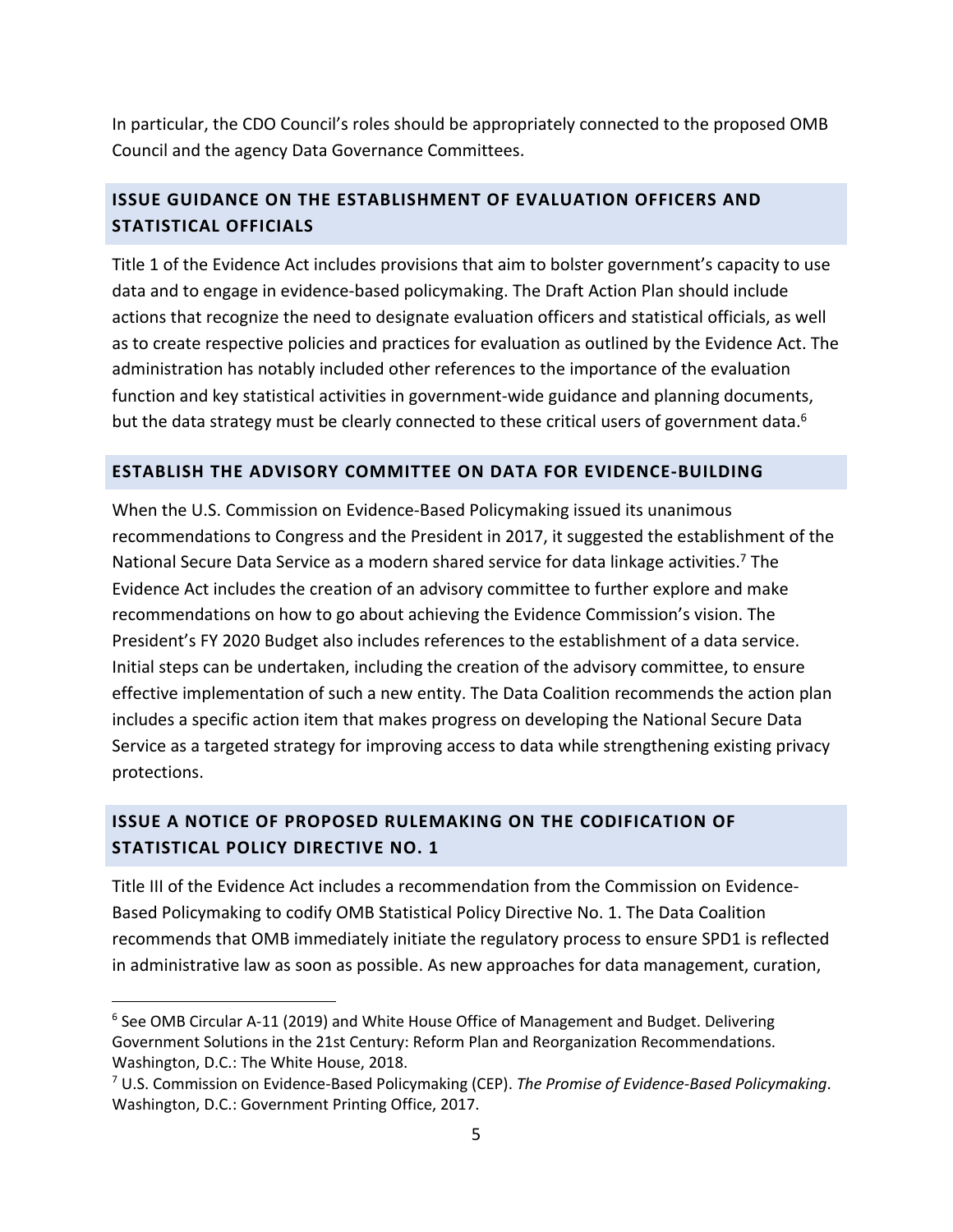In particular, the CDO Council's roles should be appropriately connected to the proposed OMB Council and the agency Data Governance Committees.

## ISSUE GUIDANCE ON THE ESTABLISHMENT OF EVALUATION OFFICERS AND STATISTICAL OFFICIALS

Title 1 of the Evidence Act includes provisions that aim to bolster government's capacity to use data and to engage in evidence-based policymaking. The Draft Action Plan should include actions that recognize the need to designate evaluation officers and statistical officials, as well as to create respective policies and practices for evaluation as outlined by the Evidence Act. The administration has notably included other references to the importance of the evaluation function and key statistical activities in government-wide guidance and planning documents, but the data strategy must be clearly connected to these critical users of government data.[6]

## ESTABLISH THE ADVISORY COMMITTEE ON DATA FOR EVIDENCE-BUILDING

When the U.S. Commission on Evidence-Based Policymaking issued its unanimous recommendations to Congress and the President in 2017, it suggested the establishment of the National Secure Data Service as a modern shared service for data linkage activities.[7] The Evidence Act includes the creation of an advisory committee to further explore and make recommendations on how to go about achieving the Evidence Commission's vision. The President's FY 2020 Budget also includes references to the establishment of a data service. Initial steps can be undertaken, including the creation of the advisory committee, to ensure effective implementation of such a new entity. The Data Coalition recommends the action plan includes a specific action item that makes progress on developing the National Secure Data Service as a targeted strategy for improving access to data while strengthening existing privacy protections.

## ISSUE A NOTICE OF PROPOSED RULEMAKING ON THE CODIFICATION OF STATISTICAL POLICY DIRECTIVE NO. 1

Title III of the Evidence Act includes a recommendation from the Commission on Evidence-Based Policymaking to codify OMB Statistical Policy Directive No. 1. The Data Coalition recommends that OMB immediately initiate the regulatory process to ensure SPD1 is reflected in administrative law as soon as possible. As new approaches for data management, curation,

---

[6] See OMB Circular A-11 (2019) and White House Office of Management and Budget. Delivering Government Solutions in the 21st Century: Reform Plan and Reorganization Recommendations. Washington, D.C.: The White House, 2018.

[7] U.S. Commission on Evidence-Based Policymaking (CEP). *The Promise of Evidence-Based Policymaking*. Washington, D.C.: Government Printing Office, 2017.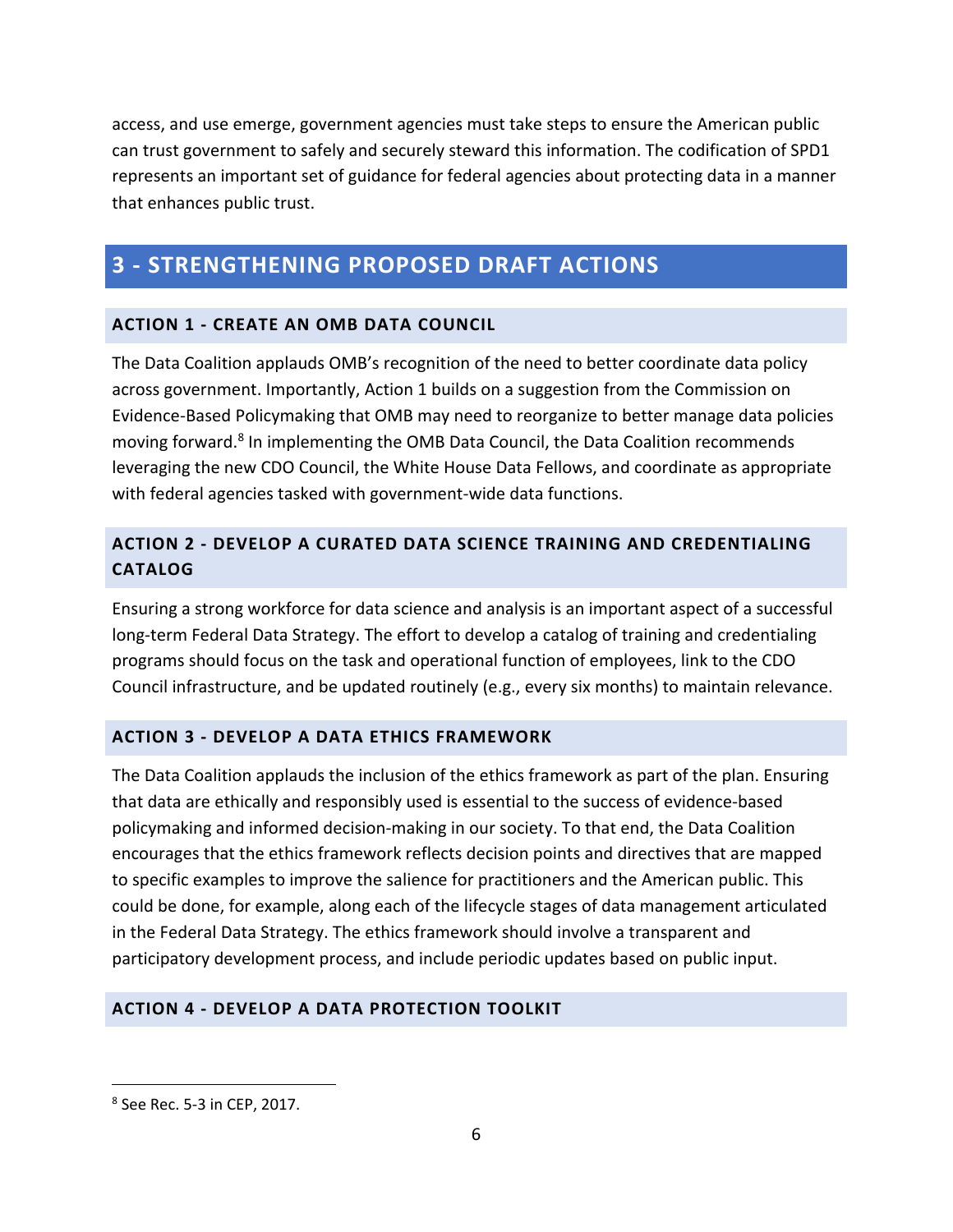access, and use emerge, government agencies must take steps to ensure the American public can trust government to safely and securely steward this information. The codification of SPD1 represents an important set of guidance for federal agencies about protecting data in a manner that enhances public trust.

## 3 - STRENGTHENING PROPOSED DRAFT ACTIONS

### ACTION 1 - CREATE AN OMB DATA COUNCIL

The Data Coalition applauds OMB's recognition of the need to better coordinate data policy across government. Importantly, Action 1 builds on a suggestion from the Commission on Evidence-Based Policymaking that OMB may need to reorganize to better manage data policies moving forward.[8] In implementing the OMB Data Council, the Data Coalition recommends leveraging the new CDO Council, the White House Data Fellows, and coordinate as appropriate with federal agencies tasked with government-wide data functions.

### ACTION 2 - DEVELOP A CURATED DATA SCIENCE TRAINING AND CREDENTIALING CATALOG

Ensuring a strong workforce for data science and analysis is an important aspect of a successful long-term Federal Data Strategy. The effort to develop a catalog of training and credentialing programs should focus on the task and operational function of employees, link to the CDO Council infrastructure, and be updated routinely (e.g., every six months) to maintain relevance.

### ACTION 3 - DEVELOP A DATA ETHICS FRAMEWORK

The Data Coalition applauds the inclusion of the ethics framework as part of the plan. Ensuring that data are ethically and responsibly used is essential to the success of evidence-based policymaking and informed decision-making in our society. To that end, the Data Coalition encourages that the ethics framework reflects decision points and directives that are mapped to specific examples to improve the salience for practitioners and the American public. This could be done, for example, along each of the lifecycle stages of data management articulated in the Federal Data Strategy. The ethics framework should involve a transparent and participatory development process, and include periodic updates based on public input.

### ACTION 4 - DEVELOP A DATA PROTECTION TOOLKIT

---

[8] See Rec. 5-3 in CEP, 2017.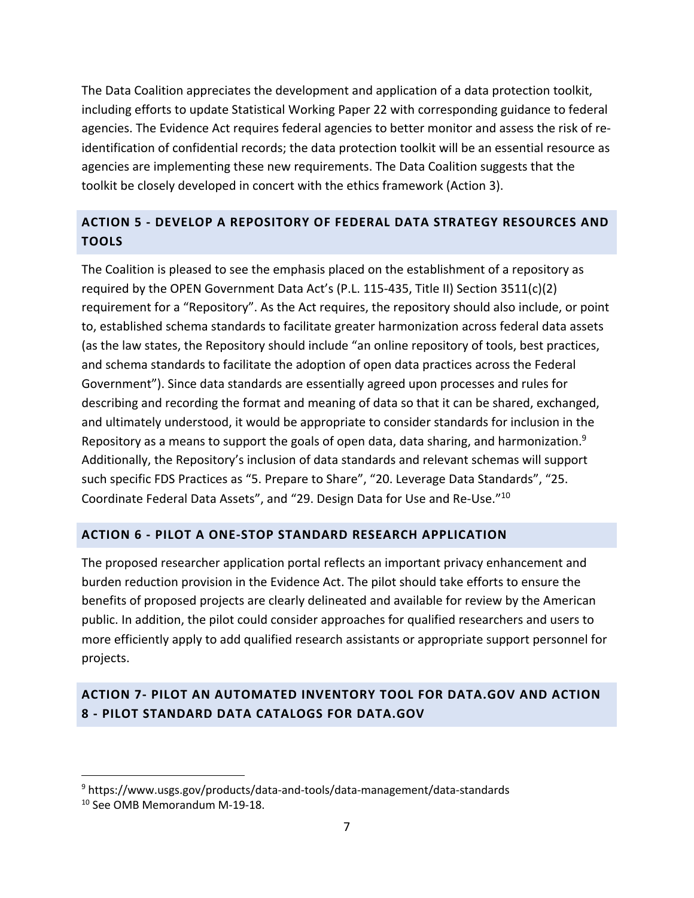The Data Coalition appreciates the development and application of a data protection toolkit, including efforts to update Statistical Working Paper 22 with corresponding guidance to federal agencies. The Evidence Act requires federal agencies to better monitor and assess the risk of re-identification of confidential records; the data protection toolkit will be an essential resource as agencies are implementing these new requirements. The Data Coalition suggests that the toolkit be closely developed in concert with the ethics framework (Action 3).

## ACTION 5 - DEVELOP A REPOSITORY OF FEDERAL DATA STRATEGY RESOURCES AND TOOLS

The Coalition is pleased to see the emphasis placed on the establishment of a repository as required by the OPEN Government Data Act's (P.L. 115-435, Title II) Section 3511(c)(2) requirement for a "Repository". As the Act requires, the repository should also include, or point to, established schema standards to facilitate greater harmonization across federal data assets (as the law states, the Repository should include "an online repository of tools, best practices, and schema standards to facilitate the adoption of open data practices across the Federal Government"). Since data standards are essentially agreed upon processes and rules for describing and recording the format and meaning of data so that it can be shared, exchanged, and ultimately understood, it would be appropriate to consider standards for inclusion in the Repository as a means to support the goals of open data, data sharing, and harmonization.[9] Additionally, the Repository's inclusion of data standards and relevant schemas will support such specific FDS Practices as "5. Prepare to Share", "20. Leverage Data Standards", "25. Coordinate Federal Data Assets", and "29. Design Data for Use and Re-Use."[10]

## ACTION 6 - PILOT A ONE-STOP STANDARD RESEARCH APPLICATION

The proposed researcher application portal reflects an important privacy enhancement and burden reduction provision in the Evidence Act. The pilot should take efforts to ensure the benefits of proposed projects are clearly delineated and available for review by the American public. In addition, the pilot could consider approaches for qualified researchers and users to more efficiently apply to add qualified research assistants or appropriate support personnel for projects.

## ACTION 7- PILOT AN AUTOMATED INVENTORY TOOL FOR DATA.GOV AND ACTION 8 - PILOT STANDARD DATA CATALOGS FOR DATA.GOV

---

[9] https://www.usgs.gov/products/data-and-tools/data-management/data-standards

[10] See OMB Memorandum M-19-18.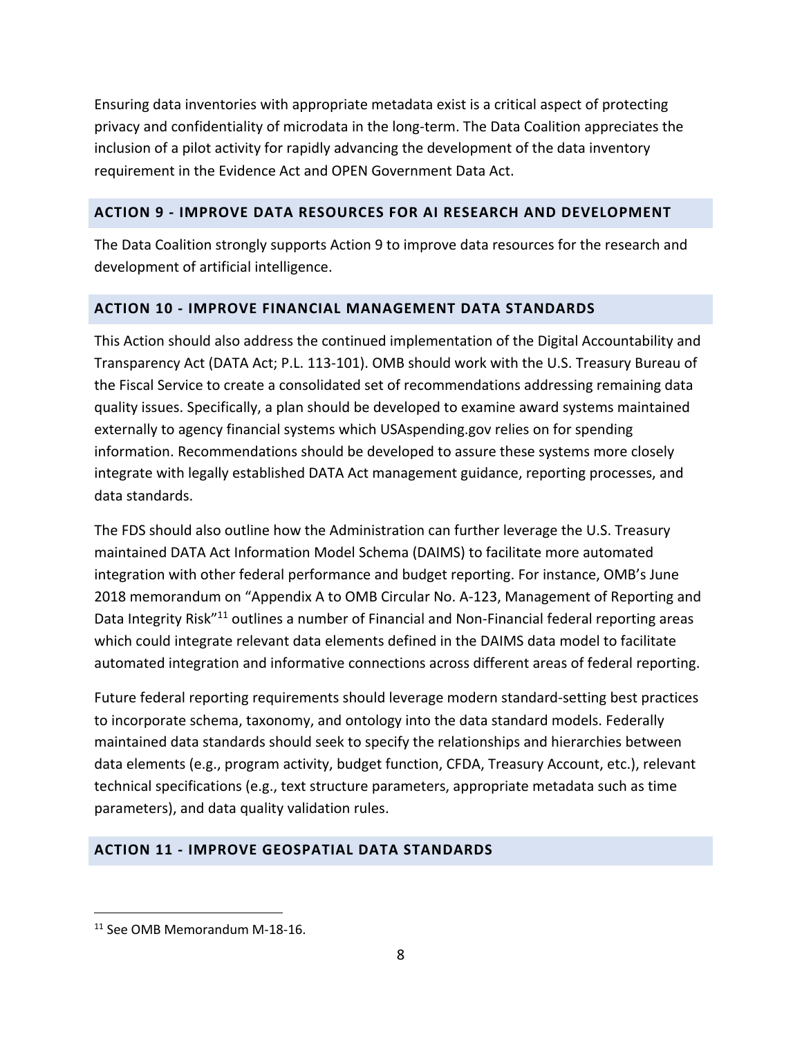Ensuring data inventories with appropriate metadata exist is a critical aspect of protecting privacy and confidentiality of microdata in the long-term. The Data Coalition appreciates the inclusion of a pilot activity for rapidly advancing the development of the data inventory requirement in the Evidence Act and OPEN Government Data Act.

## ACTION 9 - IMPROVE DATA RESOURCES FOR AI RESEARCH AND DEVELOPMENT

The Data Coalition strongly supports Action 9 to improve data resources for the research and development of artificial intelligence.

## ACTION 10 - IMPROVE FINANCIAL MANAGEMENT DATA STANDARDS

This Action should also address the continued implementation of the Digital Accountability and Transparency Act (DATA Act; P.L. 113-101). OMB should work with the U.S. Treasury Bureau of the Fiscal Service to create a consolidated set of recommendations addressing remaining data quality issues. Specifically, a plan should be developed to examine award systems maintained externally to agency financial systems which USAspending.gov relies on for spending information. Recommendations should be developed to assure these systems more closely integrate with legally established DATA Act management guidance, reporting processes, and data standards.

The FDS should also outline how the Administration can further leverage the U.S. Treasury maintained DATA Act Information Model Schema (DAIMS) to facilitate more automated integration with other federal performance and budget reporting. For instance, OMB's June 2018 memorandum on "Appendix A to OMB Circular No. A-123, Management of Reporting and Data Integrity Risk"[11] outlines a number of Financial and Non-Financial federal reporting areas which could integrate relevant data elements defined in the DAIMS data model to facilitate automated integration and informative connections across different areas of federal reporting.

Future federal reporting requirements should leverage modern standard-setting best practices to incorporate schema, taxonomy, and ontology into the data standard models. Federally maintained data standards should seek to specify the relationships and hierarchies between data elements (e.g., program activity, budget function, CFDA, Treasury Account, etc.), relevant technical specifications (e.g., text structure parameters, appropriate metadata such as time parameters), and data quality validation rules.

## ACTION 11 - IMPROVE GEOSPATIAL DATA STANDARDS

[11] See OMB Memorandum M-18-16.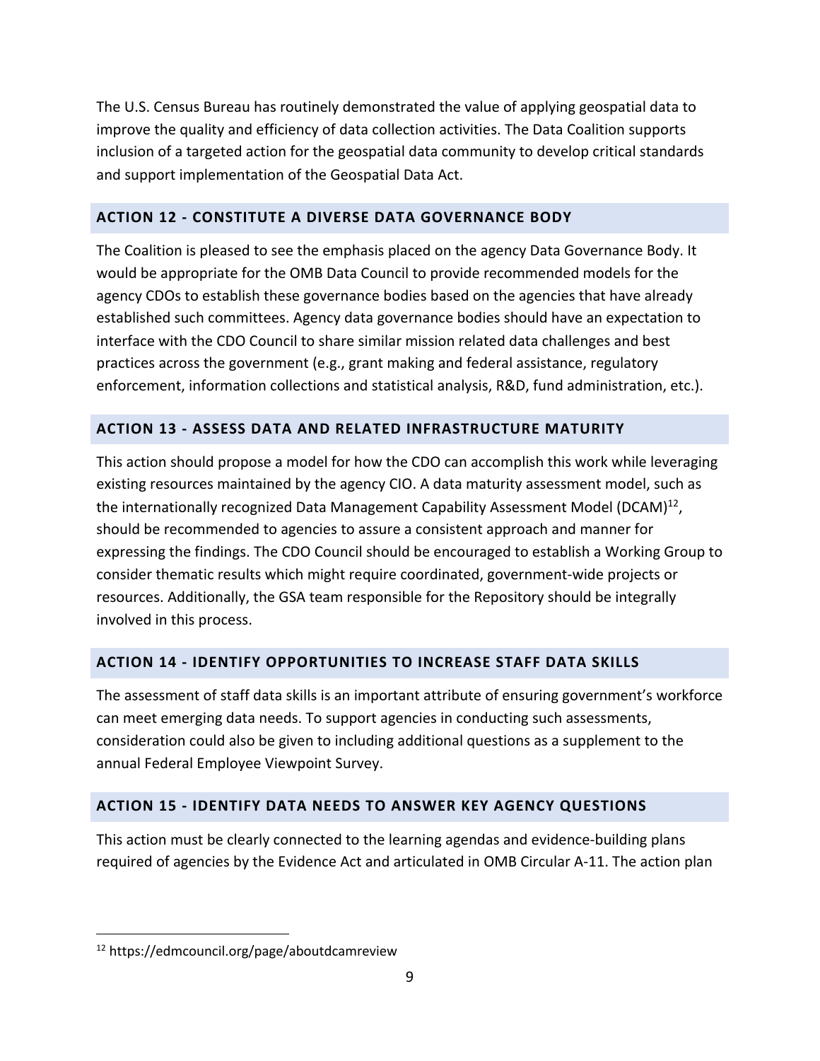The U.S. Census Bureau has routinely demonstrated the value of applying geospatial data to improve the quality and efficiency of data collection activities. The Data Coalition supports inclusion of a targeted action for the geospatial data community to develop critical standards and support implementation of the Geospatial Data Act.

## ACTION 12 - CONSTITUTE A DIVERSE DATA GOVERNANCE BODY

The Coalition is pleased to see the emphasis placed on the agency Data Governance Body. It would be appropriate for the OMB Data Council to provide recommended models for the agency CDOs to establish these governance bodies based on the agencies that have already established such committees. Agency data governance bodies should have an expectation to interface with the CDO Council to share similar mission related data challenges and best practices across the government (e.g., grant making and federal assistance, regulatory enforcement, information collections and statistical analysis, R&D, fund administration, etc.).

## ACTION 13 - ASSESS DATA AND RELATED INFRASTRUCTURE MATURITY

This action should propose a model for how the CDO can accomplish this work while leveraging existing resources maintained by the agency CIO. A data maturity assessment model, such as the internationally recognized Data Management Capability Assessment Model (DCAM)[12], should be recommended to agencies to assure a consistent approach and manner for expressing the findings. The CDO Council should be encouraged to establish a Working Group to consider thematic results which might require coordinated, government-wide projects or resources. Additionally, the GSA team responsible for the Repository should be integrally involved in this process.

## ACTION 14 - IDENTIFY OPPORTUNITIES TO INCREASE STAFF DATA SKILLS

The assessment of staff data skills is an important attribute of ensuring government's workforce can meet emerging data needs. To support agencies in conducting such assessments, consideration could also be given to including additional questions as a supplement to the annual Federal Employee Viewpoint Survey.

## ACTION 15 - IDENTIFY DATA NEEDS TO ANSWER KEY AGENCY QUESTIONS

This action must be clearly connected to the learning agendas and evidence-building plans required of agencies by the Evidence Act and articulated in OMB Circular A-11. The action plan

[12] https://edmcouncil.org/page/aboutdcamreview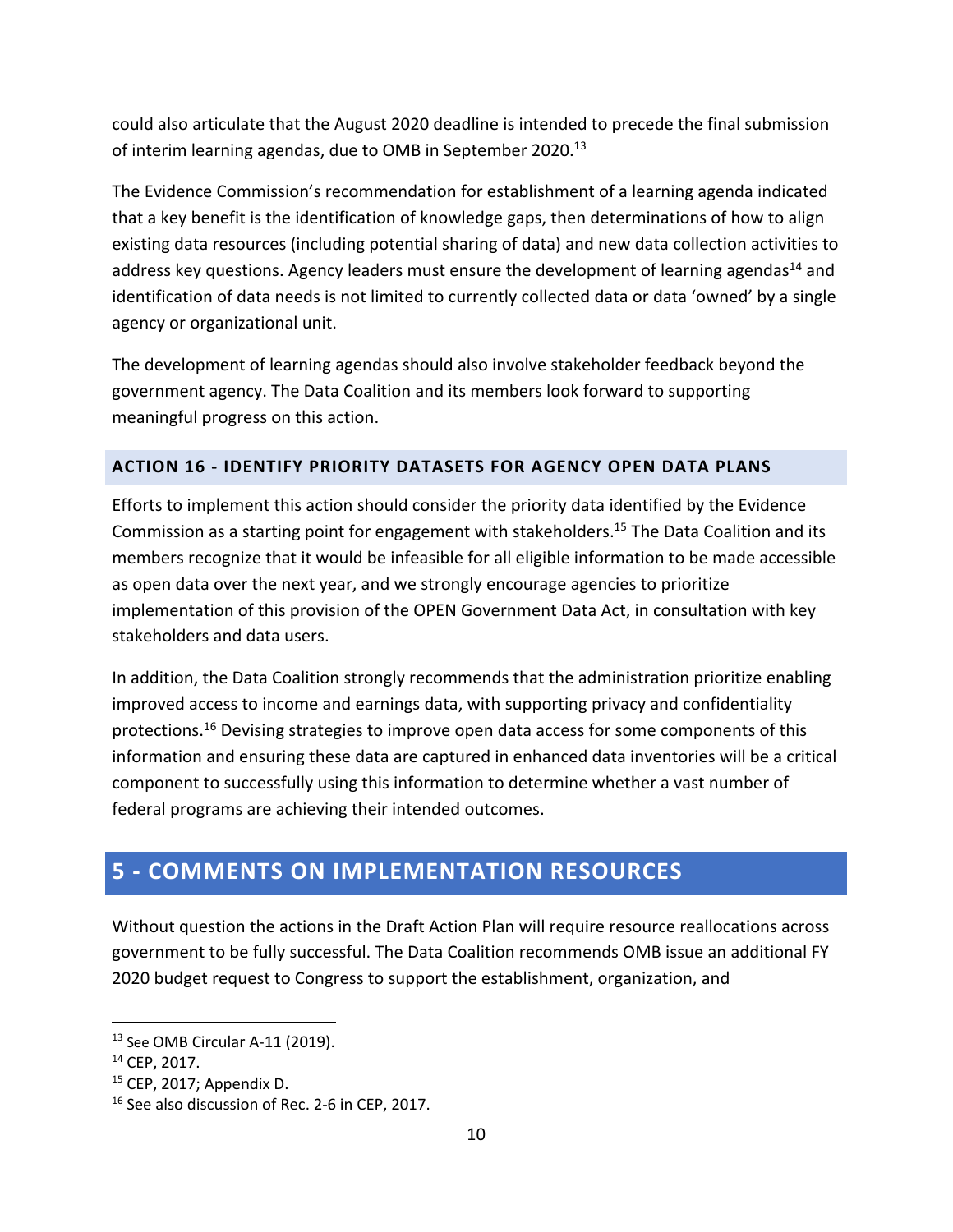could also articulate that the August 2020 deadline is intended to precede the final submission of interim learning agendas, due to OMB in September 2020.[13]

The Evidence Commission's recommendation for establishment of a learning agenda indicated that a key benefit is the identification of knowledge gaps, then determinations of how to align existing data resources (including potential sharing of data) and new data collection activities to address key questions. Agency leaders must ensure the development of learning agendas[14] and identification of data needs is not limited to currently collected data or data 'owned' by a single agency or organizational unit.

The development of learning agendas should also involve stakeholder feedback beyond the government agency. The Data Coalition and its members look forward to supporting meaningful progress on this action.

### ACTION 16 - IDENTIFY PRIORITY DATASETS FOR AGENCY OPEN DATA PLANS

Efforts to implement this action should consider the priority data identified by the Evidence Commission as a starting point for engagement with stakeholders.[15] The Data Coalition and its members recognize that it would be infeasible for all eligible information to be made accessible as open data over the next year, and we strongly encourage agencies to prioritize implementation of this provision of the OPEN Government Data Act, in consultation with key stakeholders and data users.

In addition, the Data Coalition strongly recommends that the administration prioritize enabling improved access to income and earnings data, with supporting privacy and confidentiality protections.[16] Devising strategies to improve open data access for some components of this information and ensuring these data are captured in enhanced data inventories will be a critical component to successfully using this information to determine whether a vast number of federal programs are achieving their intended outcomes.

## 5 - COMMENTS ON IMPLEMENTATION RESOURCES

Without question the actions in the Draft Action Plan will require resource reallocations across government to be fully successful. The Data Coalition recommends OMB issue an additional FY 2020 budget request to Congress to support the establishment, organization, and

[13] See OMB Circular A-11 (2019).

[14] CEP, 2017.

[15] CEP, 2017; Appendix D.

[16] See also discussion of Rec. 2-6 in CEP, 2017.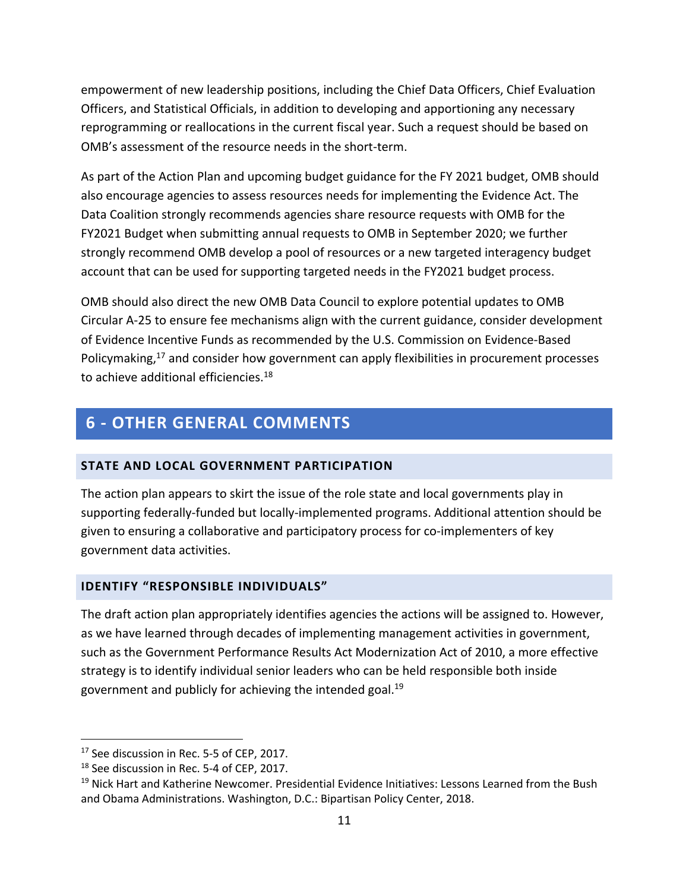empowerment of new leadership positions, including the Chief Data Officers, Chief Evaluation Officers, and Statistical Officials, in addition to developing and apportioning any necessary reprogramming or reallocations in the current fiscal year. Such a request should be based on OMB's assessment of the resource needs in the short-term.

As part of the Action Plan and upcoming budget guidance for the FY 2021 budget, OMB should also encourage agencies to assess resources needs for implementing the Evidence Act. The Data Coalition strongly recommends agencies share resource requests with OMB for the FY2021 Budget when submitting annual requests to OMB in September 2020; we further strongly recommend OMB develop a pool of resources or a new targeted interagency budget account that can be used for supporting targeted needs in the FY2021 budget process.

OMB should also direct the new OMB Data Council to explore potential updates to OMB Circular A-25 to ensure fee mechanisms align with the current guidance, consider development of Evidence Incentive Funds as recommended by the U.S. Commission on Evidence-Based Policymaking,[17] and consider how government can apply flexibilities in procurement processes to achieve additional efficiencies.[18]

## 6 - OTHER GENERAL COMMENTS

### STATE AND LOCAL GOVERNMENT PARTICIPATION

The action plan appears to skirt the issue of the role state and local governments play in supporting federally-funded but locally-implemented programs. Additional attention should be given to ensuring a collaborative and participatory process for co-implementers of key government data activities.

### IDENTIFY "RESPONSIBLE INDIVIDUALS"

The draft action plan appropriately identifies agencies the actions will be assigned to. However, as we have learned through decades of implementing management activities in government, such as the Government Performance Results Act Modernization Act of 2010, a more effective strategy is to identify individual senior leaders who can be held responsible both inside government and publicly for achieving the intended goal.[19]

---

[17] See discussion in Rec. 5-5 of CEP, 2017.

[18] See discussion in Rec. 5-4 of CEP, 2017.

[19] Nick Hart and Katherine Newcomer. Presidential Evidence Initiatives: Lessons Learned from the Bush and Obama Administrations. Washington, D.C.: Bipartisan Policy Center, 2018.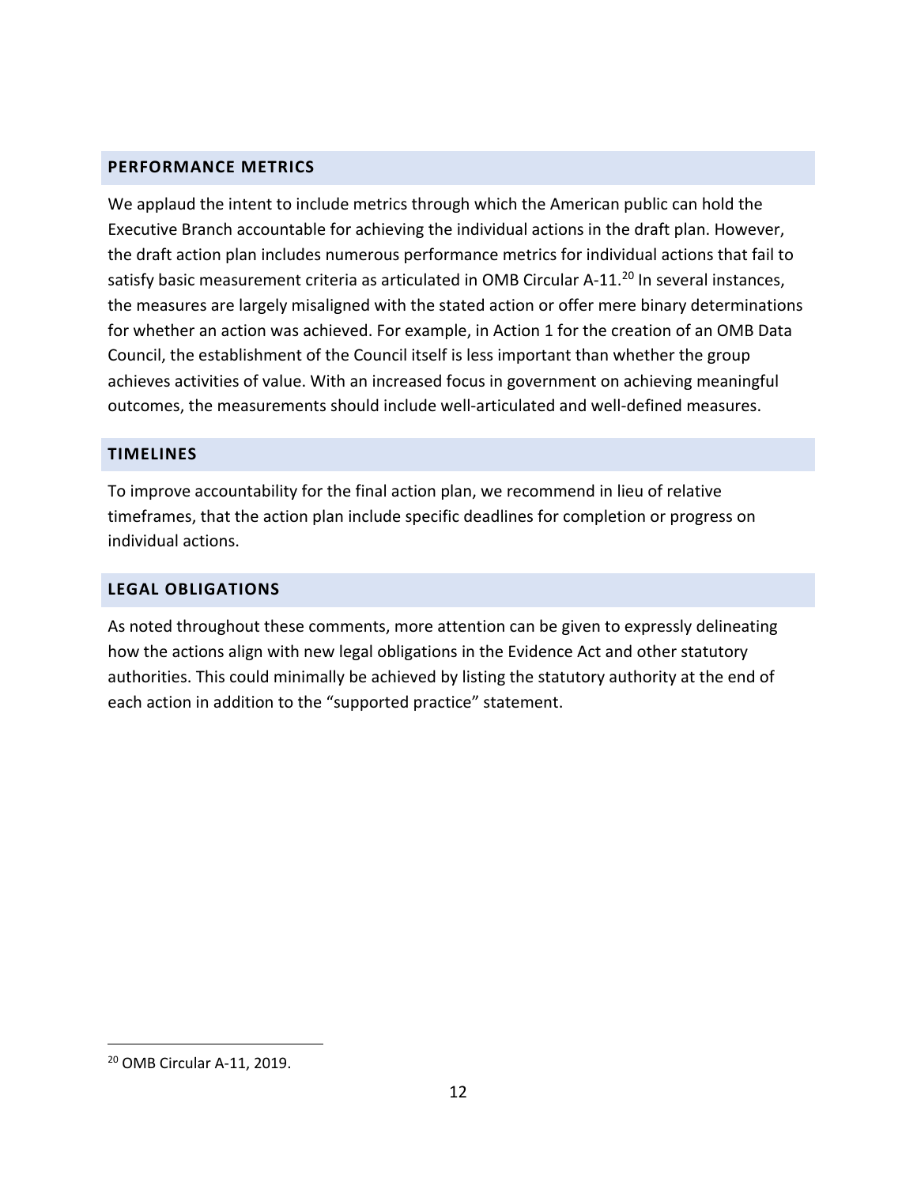## PERFORMANCE METRICS

We applaud the intent to include metrics through which the American public can hold the Executive Branch accountable for achieving the individual actions in the draft plan. However, the draft action plan includes numerous performance metrics for individual actions that fail to satisfy basic measurement criteria as articulated in OMB Circular A-11.[20] In several instances, the measures are largely misaligned with the stated action or offer mere binary determinations for whether an action was achieved. For example, in Action 1 for the creation of an OMB Data Council, the establishment of the Council itself is less important than whether the group achieves activities of value. With an increased focus in government on achieving meaningful outcomes, the measurements should include well-articulated and well-defined measures.

## TIMELINES

To improve accountability for the final action plan, we recommend in lieu of relative timeframes, that the action plan include specific deadlines for completion or progress on individual actions.

## LEGAL OBLIGATIONS

As noted throughout these comments, more attention can be given to expressly delineating how the actions align with new legal obligations in the Evidence Act and other statutory authorities. This could minimally be achieved by listing the statutory authority at the end of each action in addition to the "supported practice" statement.

[20] OMB Circular A-11, 2019.